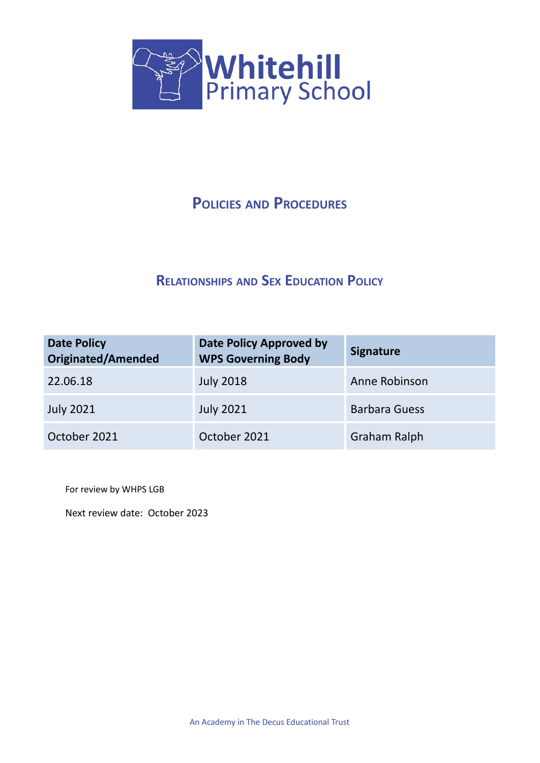# Whitehill Primary School

## Policies and Procedures

## Relationships and Sex Education Policy

| Date Policy Originated/Amended | Date Policy Approved by WPS Governing Body | Signature |
|---|---|---|
| 22.06.18 | July 2018 | Anne Robinson |
| July 2021 | July 2021 | Barbara Guess |
| October 2021 | October 2021 | Graham Ralph |

For review by WHPS LGB

Next review date: October 2023

An Academy in The Decus Educational Trust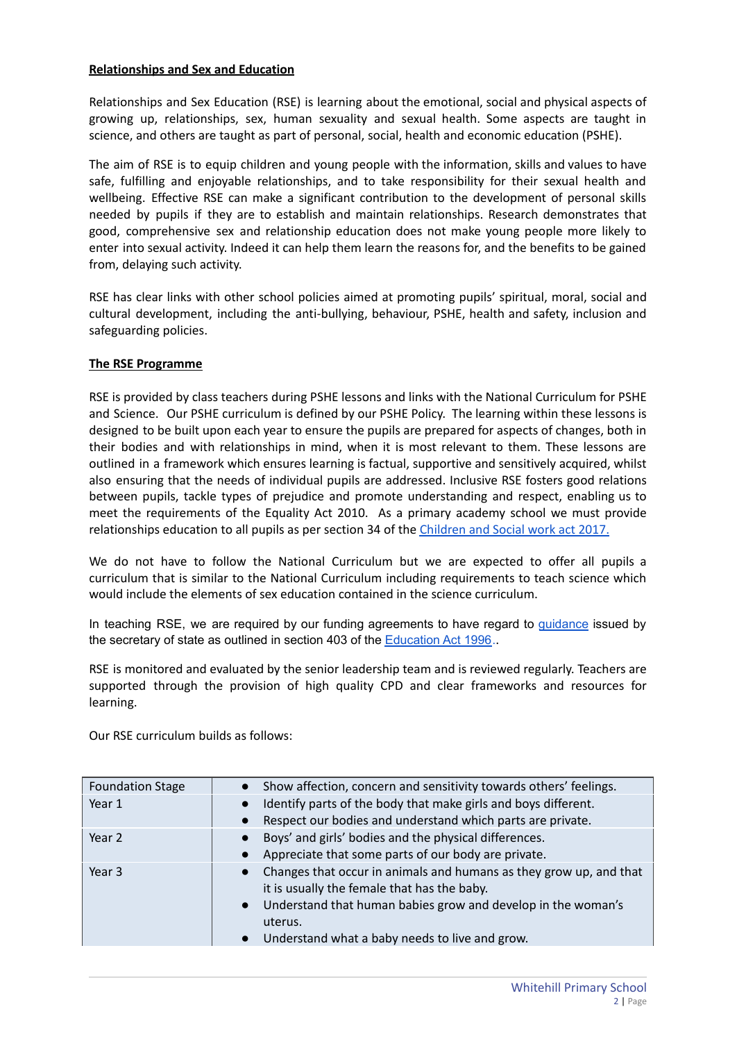**Relationships and Sex and Education**

Relationships and Sex Education (RSE) is learning about the emotional, social and physical aspects of growing up, relationships, sex, human sexuality and sexual health. Some aspects are taught in science, and others are taught as part of personal, social, health and economic education (PSHE).

The aim of RSE is to equip children and young people with the information, skills and values to have safe, fulfilling and enjoyable relationships, and to take responsibility for their sexual health and wellbeing. Effective RSE can make a significant contribution to the development of personal skills needed by pupils if they are to establish and maintain relationships. Research demonstrates that good, comprehensive sex and relationship education does not make young people more likely to enter into sexual activity. Indeed it can help them learn the reasons for, and the benefits to be gained from, delaying such activity.

RSE has clear links with other school policies aimed at promoting pupils' spiritual, moral, social and cultural development, including the anti-bullying, behaviour, PSHE, health and safety, inclusion and safeguarding policies.

**The RSE Programme**

RSE is provided by class teachers during PSHE lessons and links with the National Curriculum for PSHE and Science. Our PSHE curriculum is defined by our PSHE Policy. The learning within these lessons is designed to be built upon each year to ensure the pupils are prepared for aspects of changes, both in their bodies and with relationships in mind, when it is most relevant to them. These lessons are outlined in a framework which ensures learning is factual, supportive and sensitively acquired, whilst also ensuring that the needs of individual pupils are addressed. Inclusive RSE fosters good relations between pupils, tackle types of prejudice and promote understanding and respect, enabling us to meet the requirements of the Equality Act 2010. As a primary academy school we must provide relationships education to all pupils as per section 34 of the Children and Social work act 2017.

We do not have to follow the National Curriculum but we are expected to offer all pupils a curriculum that is similar to the National Curriculum including requirements to teach science which would include the elements of sex education contained in the science curriculum.

In teaching RSE, we are required by our funding agreements to have regard to guidance issued by the secretary of state as outlined in section 403 of the Education Act 1996..

RSE is monitored and evaluated by the senior leadership team and is reviewed regularly. Teachers are supported through the provision of high quality CPD and clear frameworks and resources for learning.

Our RSE curriculum builds as follows:

| | |
|---|---|
| Foundation Stage | • Show affection, concern and sensitivity towards others' feelings. |
| Year 1 | • Identify parts of the body that make girls and boys different.<br>• Respect our bodies and understand which parts are private. |
| Year 2 | • Boys' and girls' bodies and the physical differences.<br>• Appreciate that some parts of our body are private. |
| Year 3 | • Changes that occur in animals and humans as they grow up, and that it is usually the female that has the baby.<br>• Understand that human babies grow and develop in the woman's uterus.<br>• Understand what a baby needs to live and grow. |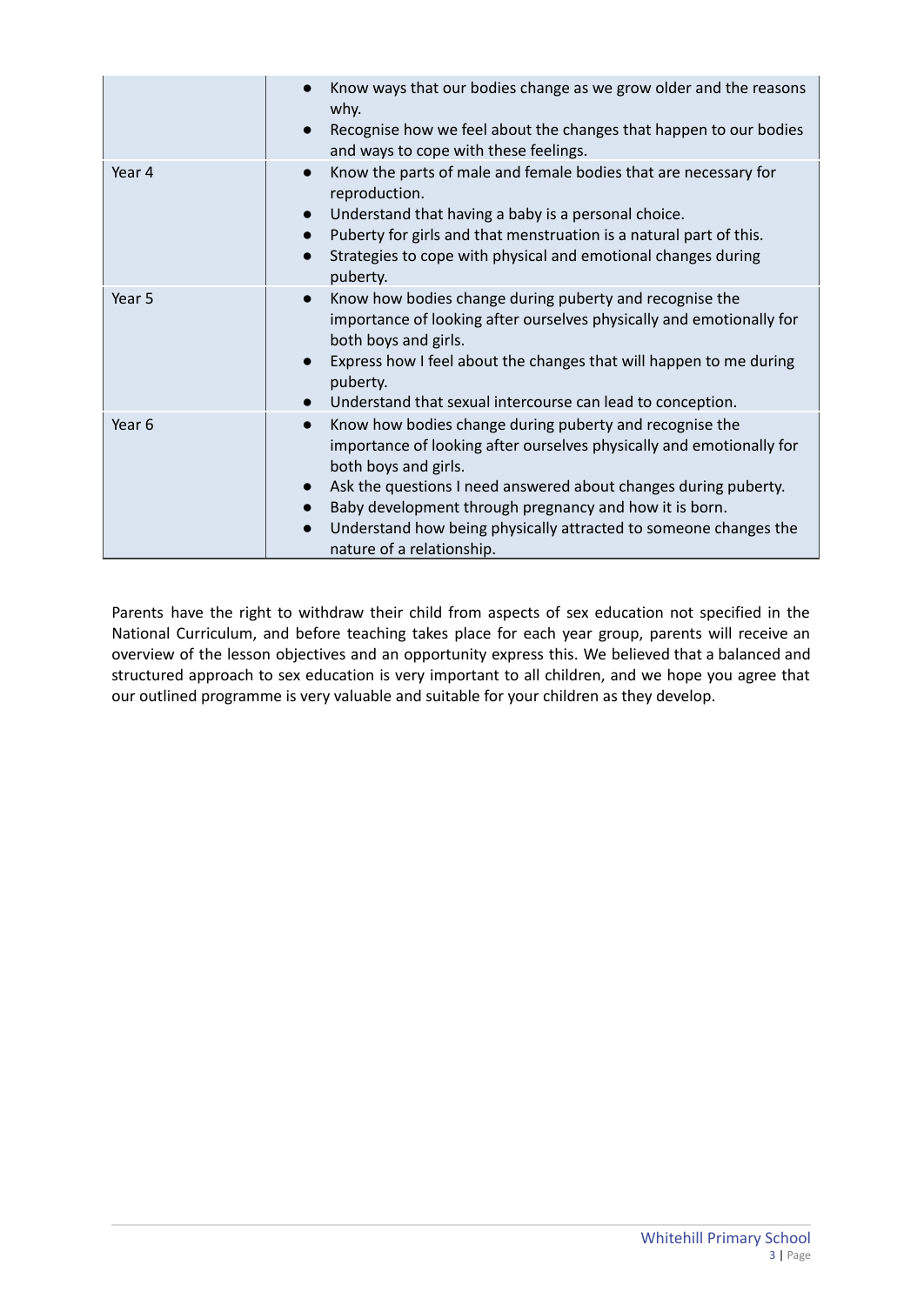| | |
|---|---|
| | • Know ways that our bodies change as we grow older and the reasons why.<br>• Recognise how we feel about the changes that happen to our bodies and ways to cope with these feelings. |
| Year 4 | • Know the parts of male and female bodies that are necessary for reproduction.<br>• Understand that having a baby is a personal choice.<br>• Puberty for girls and that menstruation is a natural part of this.<br>• Strategies to cope with physical and emotional changes during puberty. |
| Year 5 | • Know how bodies change during puberty and recognise the importance of looking after ourselves physically and emotionally for both boys and girls.<br>• Express how I feel about the changes that will happen to me during puberty.<br>• Understand that sexual intercourse can lead to conception. |
| Year 6 | • Know how bodies change during puberty and recognise the importance of looking after ourselves physically and emotionally for both boys and girls.<br>• Ask the questions I need answered about changes during puberty.<br>• Baby development through pregnancy and how it is born.<br>• Understand how being physically attracted to someone changes the nature of a relationship. |

Parents have the right to withdraw their child from aspects of sex education not specified in the National Curriculum, and before teaching takes place for each year group, parents will receive an overview of the lesson objectives and an opportunity express this. We believed that a balanced and structured approach to sex education is very important to all children, and we hope you agree that our outlined programme is very valuable and suitable for your children as they develop.